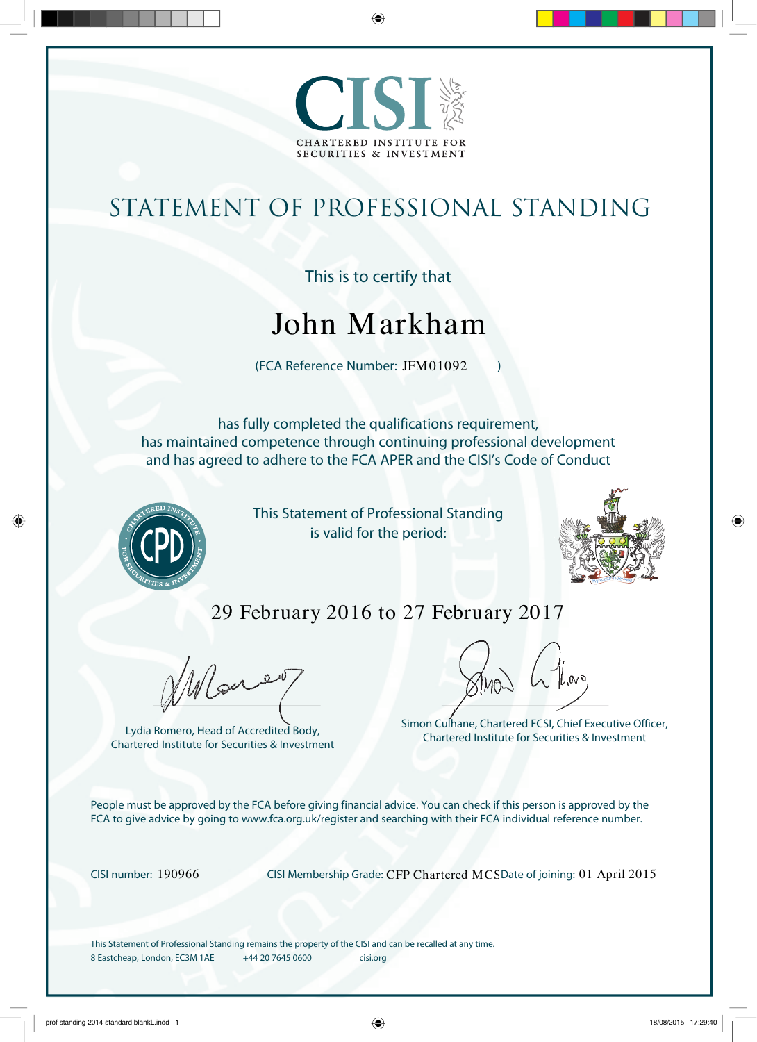# CISI

CHARTERED INSTITUTE FOR SECURITIES & INVESTMENT

# STATEMENT OF PROFESSIONAL STANDING

This is to certify that

## John Markham

(FCA Reference Number: JFM01092 )

has fully completed the qualifications requirement,
has maintained competence through continuing professional development
and has agreed to adhere to the FCA APER and the CISI's Code of Conduct

CHARTERED INSTITUTE FOR SECURITIES & INVESTMENT CPD

This Statement of Professional Standing
is valid for the period:

29 February 2016 to 27 February 2017

Lydia Romero, Head of Accredited Body,
Chartered Institute for Securities & Investment

Simon Culhane, Chartered FCSI, Chief Executive Officer,
Chartered Institute for Securities & Investment

People must be approved by the FCA before giving financial advice. You can check if this person is approved by the FCA to give advice by going to www.fca.org.uk/register and searching with their FCA individual reference number.

CISI number: 190966

CISI Membership Grade: CFP Chartered MCS

Date of joining: 01 April 2015

This Statement of Professional Standing remains the property of the CISI and can be recalled at any time.
8 Eastcheap, London, EC3M 1AE  +44 20 7645 0600  cisi.org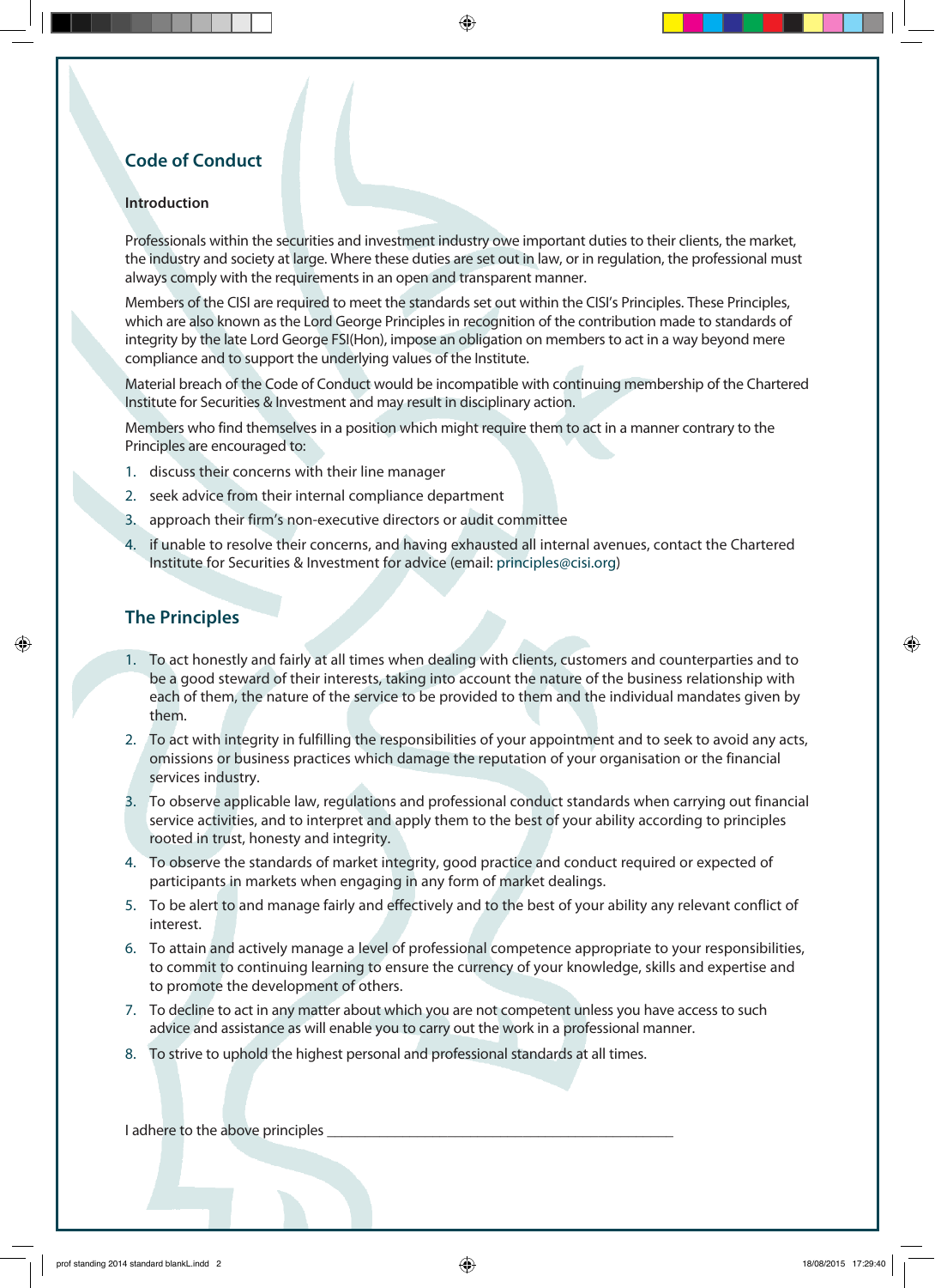## Code of Conduct

### Introduction

Professionals within the securities and investment industry owe important duties to their clients, the market, the industry and society at large. Where these duties are set out in law, or in regulation, the professional must always comply with the requirements in an open and transparent manner.

Members of the CISI are required to meet the standards set out within the CISI's Principles. These Principles, which are also known as the Lord George Principles in recognition of the contribution made to standards of integrity by the late Lord George FSI(Hon), impose an obligation on members to act in a way beyond mere compliance and to support the underlying values of the Institute.

Material breach of the Code of Conduct would be incompatible with continuing membership of the Chartered Institute for Securities & Investment and may result in disciplinary action.

Members who find themselves in a position which might require them to act in a manner contrary to the Principles are encouraged to:

1. discuss their concerns with their line manager
2. seek advice from their internal compliance department
3. approach their firm's non-executive directors or audit committee
4. if unable to resolve their concerns, and having exhausted all internal avenues, contact the Chartered Institute for Securities & Investment for advice (email: principles@cisi.org)

## The Principles

1. To act honestly and fairly at all times when dealing with clients, customers and counterparties and to be a good steward of their interests, taking into account the nature of the business relationship with each of them, the nature of the service to be provided to them and the individual mandates given by them.
2. To act with integrity in fulfilling the responsibilities of your appointment and to seek to avoid any acts, omissions or business practices which damage the reputation of your organisation or the financial services industry.
3. To observe applicable law, regulations and professional conduct standards when carrying out financial service activities, and to interpret and apply them to the best of your ability according to principles rooted in trust, honesty and integrity.
4. To observe the standards of market integrity, good practice and conduct required or expected of participants in markets when engaging in any form of market dealings.
5. To be alert to and manage fairly and effectively and to the best of your ability any relevant conflict of interest.
6. To attain and actively manage a level of professional competence appropriate to your responsibilities, to commit to continuing learning to ensure the currency of your knowledge, skills and expertise and to promote the development of others.
7. To decline to act in any matter about which you are not competent unless you have access to such advice and assistance as will enable you to carry out the work in a professional manner.
8. To strive to uphold the highest personal and professional standards at all times.

I adhere to the above principles ______________________________________________